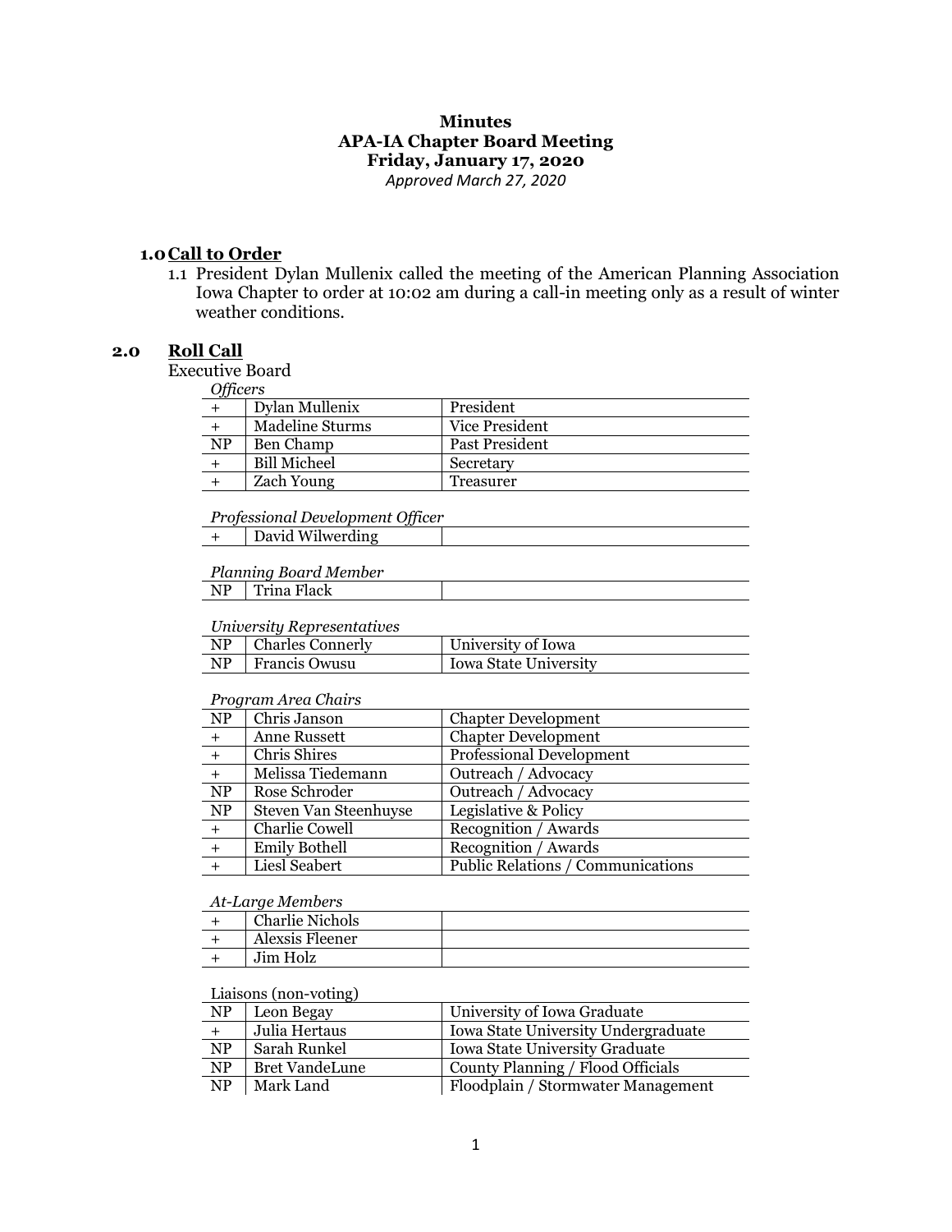**Minutes**
**APA-IA Chapter Board Meeting**
**Friday, January 17, 2020**
*Approved March 27, 2020*

## 1.0 Call to Order

1.1 President Dylan Mullenix called the meeting of the American Planning Association Iowa Chapter to order at 10:02 am during a call-in meeting only as a result of winter weather conditions.

## 2.0 Roll Call

Executive Board

*Officers*

| | | |
|---|---|---|
| + | Dylan Mullenix | President |
| + | Madeline Sturms | Vice President |
| NP | Ben Champ | Past President |
| + | Bill Micheel | Secretary |
| + | Zach Young | Treasurer |

*Professional Development Officer*

| | | |
|---|---|---|
| + | David Wilwerding | |

*Planning Board Member*

| | | |
|---|---|---|
| NP | Trina Flack | |

*University Representatives*

| | | |
|---|---|---|
| NP | Charles Connerly | University of Iowa |
| NP | Francis Owusu | Iowa State University |

*Program Area Chairs*

| | | |
|---|---|---|
| NP | Chris Janson | Chapter Development |
| + | Anne Russett | Chapter Development |
| + | Chris Shires | Professional Development |
| + | Melissa Tiedemann | Outreach / Advocacy |
| NP | Rose Schroder | Outreach / Advocacy |
| NP | Steven Van Steenhuyse | Legislative & Policy |
| + | Charlie Cowell | Recognition / Awards |
| + | Emily Bothell | Recognition / Awards |
| + | Liesl Seabert | Public Relations / Communications |

*At-Large Members*

| | | |
|---|---|---|
| + | Charlie Nichols | |
| + | Alexsis Fleener | |
| + | Jim Holz | |

Liaisons (non-voting)

| | | |
|---|---|---|
| NP | Leon Begay | University of Iowa Graduate |
| + | Julia Hertaus | Iowa State University Undergraduate |
| NP | Sarah Runkel | Iowa State University Graduate |
| NP | Bret VandeLune | County Planning / Flood Officials |
| NP | Mark Land | Floodplain / Stormwater Management |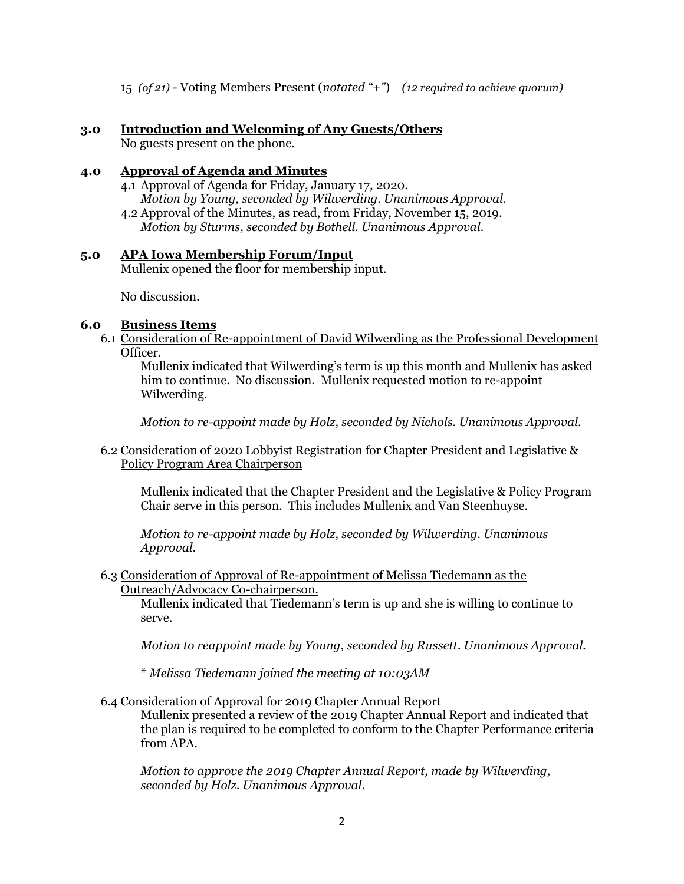15 *(of 21)* - Voting Members Present (*notated "+"*) *(12 required to achieve quorum)*

## 3.0 Introduction and Welcoming of Any Guests/Others

No guests present on the phone.

## 4.0 Approval of Agenda and Minutes

4.1 Approval of Agenda for Friday, January 17, 2020.
*Motion by Young, seconded by Wilwerding. Unanimous Approval.*

4.2 Approval of the Minutes, as read, from Friday, November 15, 2019.
*Motion by Sturms, seconded by Bothell. Unanimous Approval.*

## 5.0 APA Iowa Membership Forum/Input

Mullenix opened the floor for membership input.

No discussion.

## 6.0 Business Items

6.1 Consideration of Re-appointment of David Wilwerding as the Professional Development Officer.

Mullenix indicated that Wilwerding's term is up this month and Mullenix has asked him to continue. No discussion. Mullenix requested motion to re-appoint Wilwerding.

*Motion to re-appoint made by Holz, seconded by Nichols. Unanimous Approval.*

6.2 Consideration of 2020 Lobbyist Registration for Chapter President and Legislative & Policy Program Area Chairperson

Mullenix indicated that the Chapter President and the Legislative & Policy Program Chair serve in this person. This includes Mullenix and Van Steenhuyse.

*Motion to re-appoint made by Holz, seconded by Wilwerding. Unanimous Approval.*

6.3 Consideration of Approval of Re-appointment of Melissa Tiedemann as the Outreach/Advocacy Co-chairperson.

Mullenix indicated that Tiedemann's term is up and she is willing to continue to serve.

*Motion to reappoint made by Young, seconded by Russett. Unanimous Approval.*

*\* Melissa Tiedemann joined the meeting at 10:03AM*

6.4 Consideration of Approval for 2019 Chapter Annual Report

Mullenix presented a review of the 2019 Chapter Annual Report and indicated that the plan is required to be completed to conform to the Chapter Performance criteria from APA.

*Motion to approve the 2019 Chapter Annual Report, made by Wilwerding, seconded by Holz. Unanimous Approval.*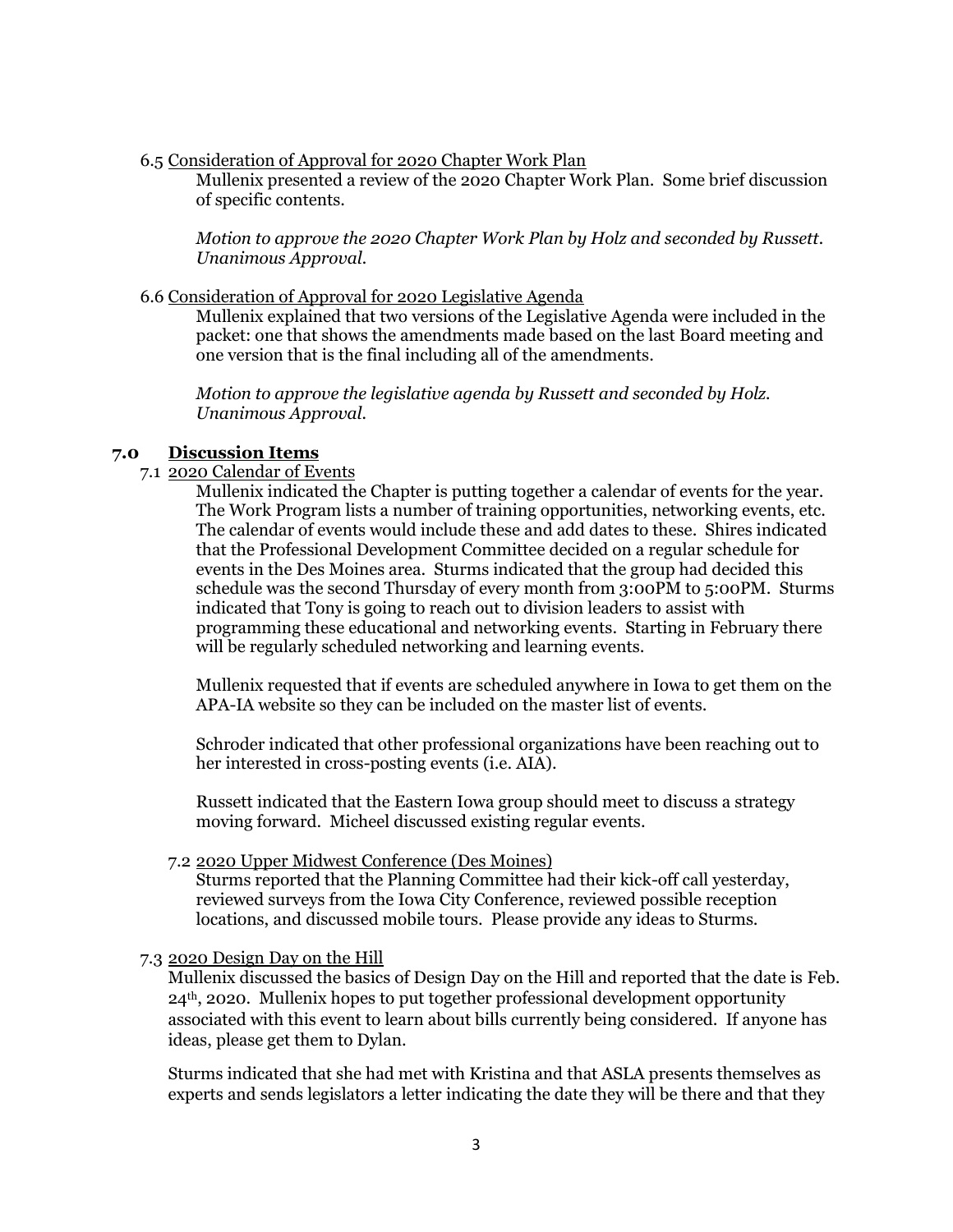6.5 Consideration of Approval for 2020 Chapter Work Plan

Mullenix presented a review of the 2020 Chapter Work Plan. Some brief discussion of specific contents.

*Motion to approve the 2020 Chapter Work Plan by Holz and seconded by Russett. Unanimous Approval.*

6.6 Consideration of Approval for 2020 Legislative Agenda

Mullenix explained that two versions of the Legislative Agenda were included in the packet: one that shows the amendments made based on the last Board meeting and one version that is the final including all of the amendments.

*Motion to approve the legislative agenda by Russett and seconded by Holz. Unanimous Approval.*

## 7.0 Discussion Items

7.1 2020 Calendar of Events

Mullenix indicated the Chapter is putting together a calendar of events for the year. The Work Program lists a number of training opportunities, networking events, etc. The calendar of events would include these and add dates to these. Shires indicated that the Professional Development Committee decided on a regular schedule for events in the Des Moines area. Sturms indicated that the group had decided this schedule was the second Thursday of every month from 3:00PM to 5:00PM. Sturms indicated that Tony is going to reach out to division leaders to assist with programming these educational and networking events. Starting in February there will be regularly scheduled networking and learning events.

Mullenix requested that if events are scheduled anywhere in Iowa to get them on the APA-IA website so they can be included on the master list of events.

Schroder indicated that other professional organizations have been reaching out to her interested in cross-posting events (i.e. AIA).

Russett indicated that the Eastern Iowa group should meet to discuss a strategy moving forward. Micheel discussed existing regular events.

7.2 2020 Upper Midwest Conference (Des Moines)

Sturms reported that the Planning Committee had their kick-off call yesterday, reviewed surveys from the Iowa City Conference, reviewed possible reception locations, and discussed mobile tours. Please provide any ideas to Sturms.

7.3 2020 Design Day on the Hill

Mullenix discussed the basics of Design Day on the Hill and reported that the date is Feb. 24th, 2020. Mullenix hopes to put together professional development opportunity associated with this event to learn about bills currently being considered. If anyone has ideas, please get them to Dylan.

Sturms indicated that she had met with Kristina and that ASLA presents themselves as experts and sends legislators a letter indicating the date they will be there and that they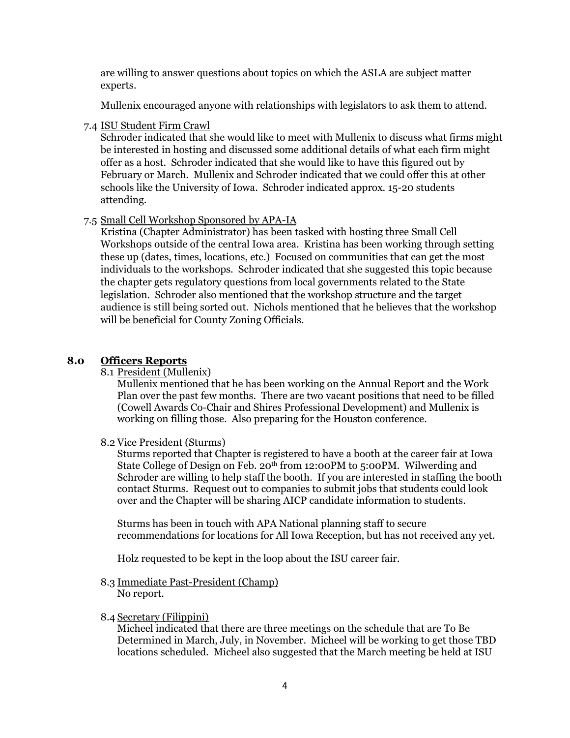are willing to answer questions about topics on which the ASLA are subject matter experts.

Mullenix encouraged anyone with relationships with legislators to ask them to attend.

7.4 ISU Student Firm Crawl

Schroder indicated that she would like to meet with Mullenix to discuss what firms might be interested in hosting and discussed some additional details of what each firm might offer as a host. Schroder indicated that she would like to have this figured out by February or March. Mullenix and Schroder indicated that we could offer this at other schools like the University of Iowa. Schroder indicated approx. 15-20 students attending.

7.5 Small Cell Workshop Sponsored by APA-IA

Kristina (Chapter Administrator) has been tasked with hosting three Small Cell Workshops outside of the central Iowa area. Kristina has been working through setting these up (dates, times, locations, etc.) Focused on communities that can get the most individuals to the workshops. Schroder indicated that she suggested this topic because the chapter gets regulatory questions from local governments related to the State legislation. Schroder also mentioned that the workshop structure and the target audience is still being sorted out. Nichols mentioned that he believes that the workshop will be beneficial for County Zoning Officials.

## 8.0 Officers Reports

8.1 President (Mullenix)

Mullenix mentioned that he has been working on the Annual Report and the Work Plan over the past few months. There are two vacant positions that need to be filled (Cowell Awards Co-Chair and Shires Professional Development) and Mullenix is working on filling those. Also preparing for the Houston conference.

8.2 Vice President (Sturms)

Sturms reported that Chapter is registered to have a booth at the career fair at Iowa State College of Design on Feb. 20th from 12:00PM to 5:00PM. Wilwerding and Schroder are willing to help staff the booth. If you are interested in staffing the booth contact Sturms. Request out to companies to submit jobs that students could look over and the Chapter will be sharing AICP candidate information to students.

Sturms has been in touch with APA National planning staff to secure recommendations for locations for All Iowa Reception, but has not received any yet.

Holz requested to be kept in the loop about the ISU career fair.

8.3 Immediate Past-President (Champ)

No report.

8.4 Secretary (Filippini)

Micheel indicated that there are three meetings on the schedule that are To Be Determined in March, July, in November. Micheel will be working to get those TBD locations scheduled. Micheel also suggested that the March meeting be held at ISU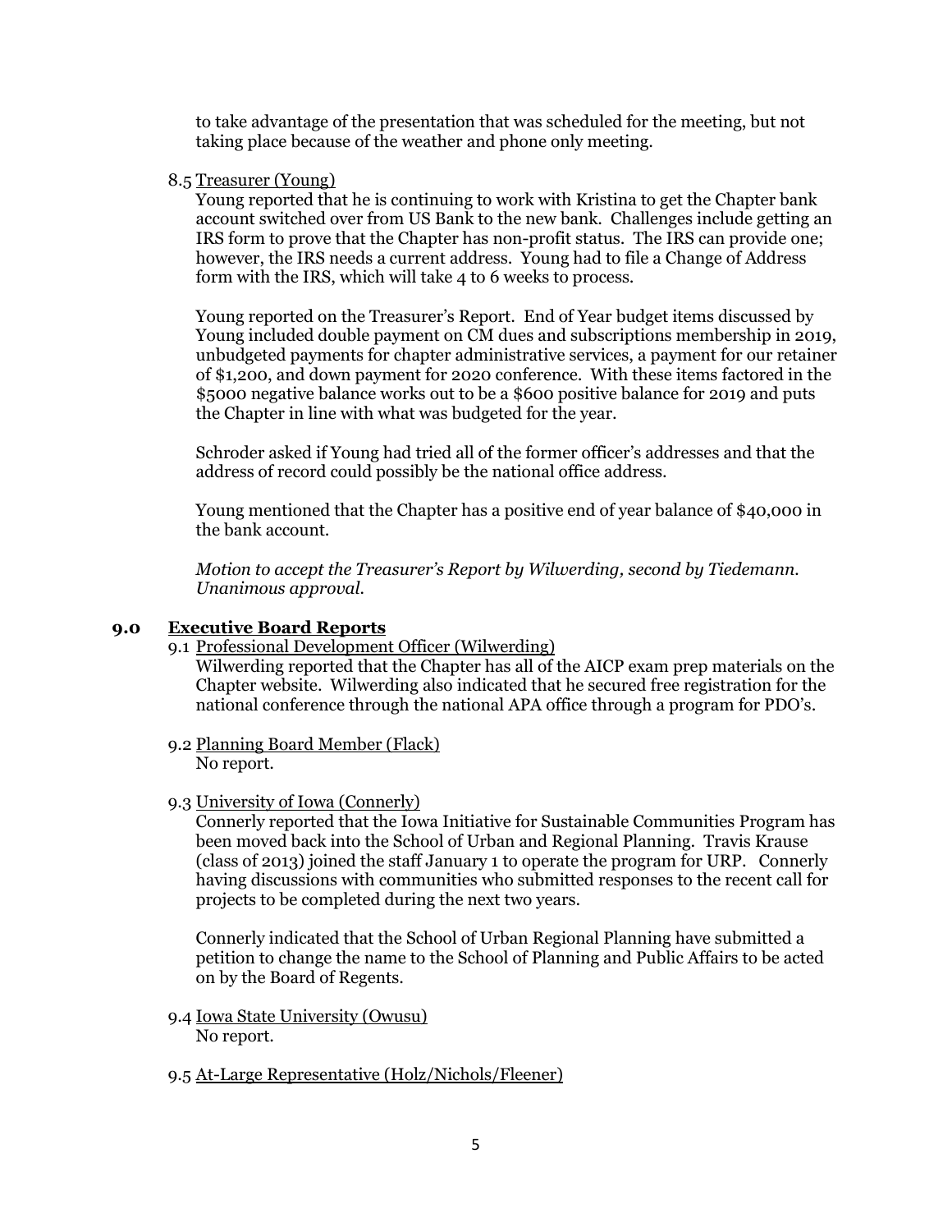to take advantage of the presentation that was scheduled for the meeting, but not taking place because of the weather and phone only meeting.

8.5 <u>Treasurer (Young)</u>

Young reported that he is continuing to work with Kristina to get the Chapter bank account switched over from US Bank to the new bank. Challenges include getting an IRS form to prove that the Chapter has non-profit status. The IRS can provide one; however, the IRS needs a current address. Young had to file a Change of Address form with the IRS, which will take 4 to 6 weeks to process.

Young reported on the Treasurer's Report. End of Year budget items discussed by Young included double payment on CM dues and subscriptions membership in 2019, unbudgeted payments for chapter administrative services, a payment for our retainer of $1,200, and down payment for 2020 conference. With these items factored in the $5000 negative balance works out to be a $600 positive balance for 2019 and puts the Chapter in line with what was budgeted for the year.

Schroder asked if Young had tried all of the former officer's addresses and that the address of record could possibly be the national office address.

Young mentioned that the Chapter has a positive end of year balance of $40,000 in the bank account.

*Motion to accept the Treasurer's Report by Wilwerding, second by Tiedemann. Unanimous approval.*

## 9.0 Executive Board Reports

9.1 <u>Professional Development Officer (Wilwerding)</u>

Wilwerding reported that the Chapter has all of the AICP exam prep materials on the Chapter website. Wilwerding also indicated that he secured free registration for the national conference through the national APA office through a program for PDO's.

9.2 <u>Planning Board Member (Flack)</u>

No report.

9.3 <u>University of Iowa (Connerly)</u>

Connerly reported that the Iowa Initiative for Sustainable Communities Program has been moved back into the School of Urban and Regional Planning. Travis Krause (class of 2013) joined the staff January 1 to operate the program for URP. Connerly having discussions with communities who submitted responses to the recent call for projects to be completed during the next two years.

Connerly indicated that the School of Urban Regional Planning have submitted a petition to change the name to the School of Planning and Public Affairs to be acted on by the Board of Regents.

9.4 <u>Iowa State University (Owusu)</u>

No report.

9.5 <u>At-Large Representative (Holz/Nichols/Fleener)</u>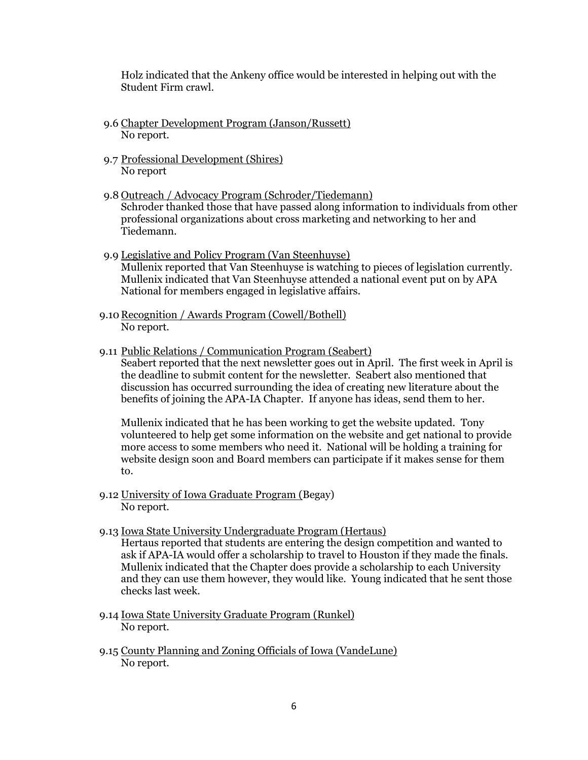Holz indicated that the Ankeny office would be interested in helping out with the Student Firm crawl.

9.6 <u>Chapter Development Program (Janson/Russett)</u>
No report.

9.7 <u>Professional Development (Shires)</u>
No report

9.8 <u>Outreach / Advocacy Program (Schroder/Tiedemann)</u>
Schroder thanked those that have passed along information to individuals from other professional organizations about cross marketing and networking to her and Tiedemann.

9.9 <u>Legislative and Policy Program (Van Steenhuyse)</u>
Mullenix reported that Van Steenhuyse is watching to pieces of legislation currently. Mullenix indicated that Van Steenhuyse attended a national event put on by APA National for members engaged in legislative affairs.

9.10 <u>Recognition / Awards Program (Cowell/Bothell)</u>
No report.

9.11 <u>Public Relations / Communication Program (Seabert)</u>
Seabert reported that the next newsletter goes out in April. The first week in April is the deadline to submit content for the newsletter. Seabert also mentioned that discussion has occurred surrounding the idea of creating new literature about the benefits of joining the APA-IA Chapter. If anyone has ideas, send them to her.

Mullenix indicated that he has been working to get the website updated. Tony volunteered to help get some information on the website and get national to provide more access to some members who need it. National will be holding a training for website design soon and Board members can participate if it makes sense for them to.

9.12 <u>University of Iowa Graduate Program (</u>Begay)
No report.

9.13 <u>Iowa State University Undergraduate Program (Hertaus)</u>
Hertaus reported that students are entering the design competition and wanted to ask if APA-IA would offer a scholarship to travel to Houston if they made the finals. Mullenix indicated that the Chapter does provide a scholarship to each University and they can use them however, they would like. Young indicated that he sent those checks last week.

9.14 <u>Iowa State University Graduate Program (Runkel)</u>
No report.

9.15 <u>County Planning and Zoning Officials of Iowa (VandeLune)</u>
No report.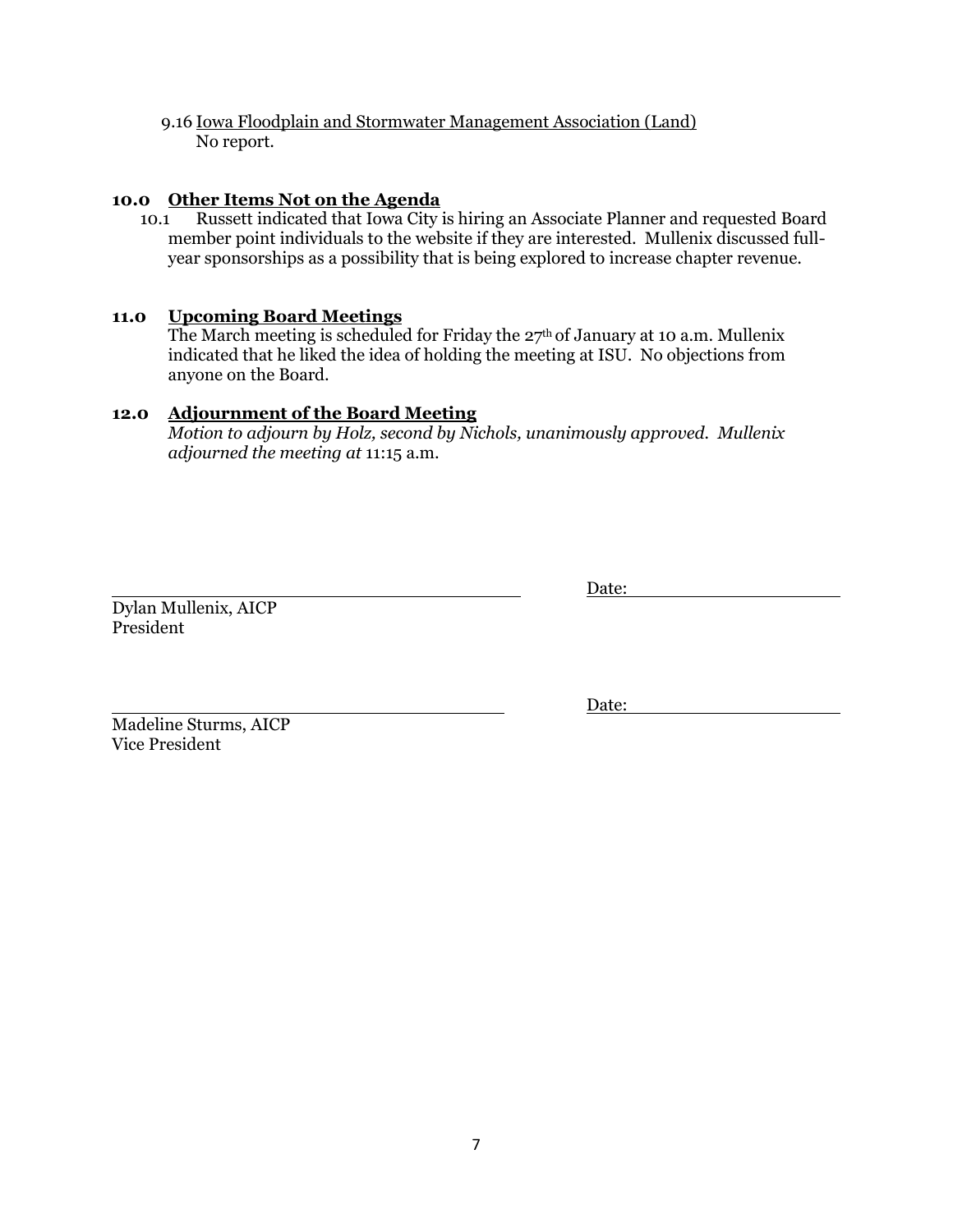9.16 Iowa Floodplain and Stormwater Management Association (Land)
No report.

## 10.0 Other Items Not on the Agenda

10.1 Russett indicated that Iowa City is hiring an Associate Planner and requested Board member point individuals to the website if they are interested. Mullenix discussed full-year sponsorships as a possibility that is being explored to increase chapter revenue.

## 11.0 Upcoming Board Meetings

The March meeting is scheduled for Friday the 27th of January at 10 a.m. Mullenix indicated that he liked the idea of holding the meeting at ISU. No objections from anyone on the Board.

## 12.0 Adjournment of the Board Meeting

*Motion to adjourn by Holz, second by Nichols, unanimously approved. Mullenix adjourned the meeting at* 11:15 a.m.

\_\_\_\_\_\_\_\_\_\_\_\_\_\_\_\_\_\_\_\_\_\_\_\_\_\_\_\_\_\_\_\_\_\_\_\_ Date: \_\_\_\_\_\_\_\_\_\_\_\_\_\_\_\_\_\_\_\_
Dylan Mullenix, AICP
President

\_\_\_\_\_\_\_\_\_\_\_\_\_\_\_\_\_\_\_\_\_\_\_\_\_\_\_\_\_\_\_\_\_\_\_\_ Date: \_\_\_\_\_\_\_\_\_\_\_\_\_\_\_\_\_\_\_\_
Madeline Sturms, AICP
Vice President